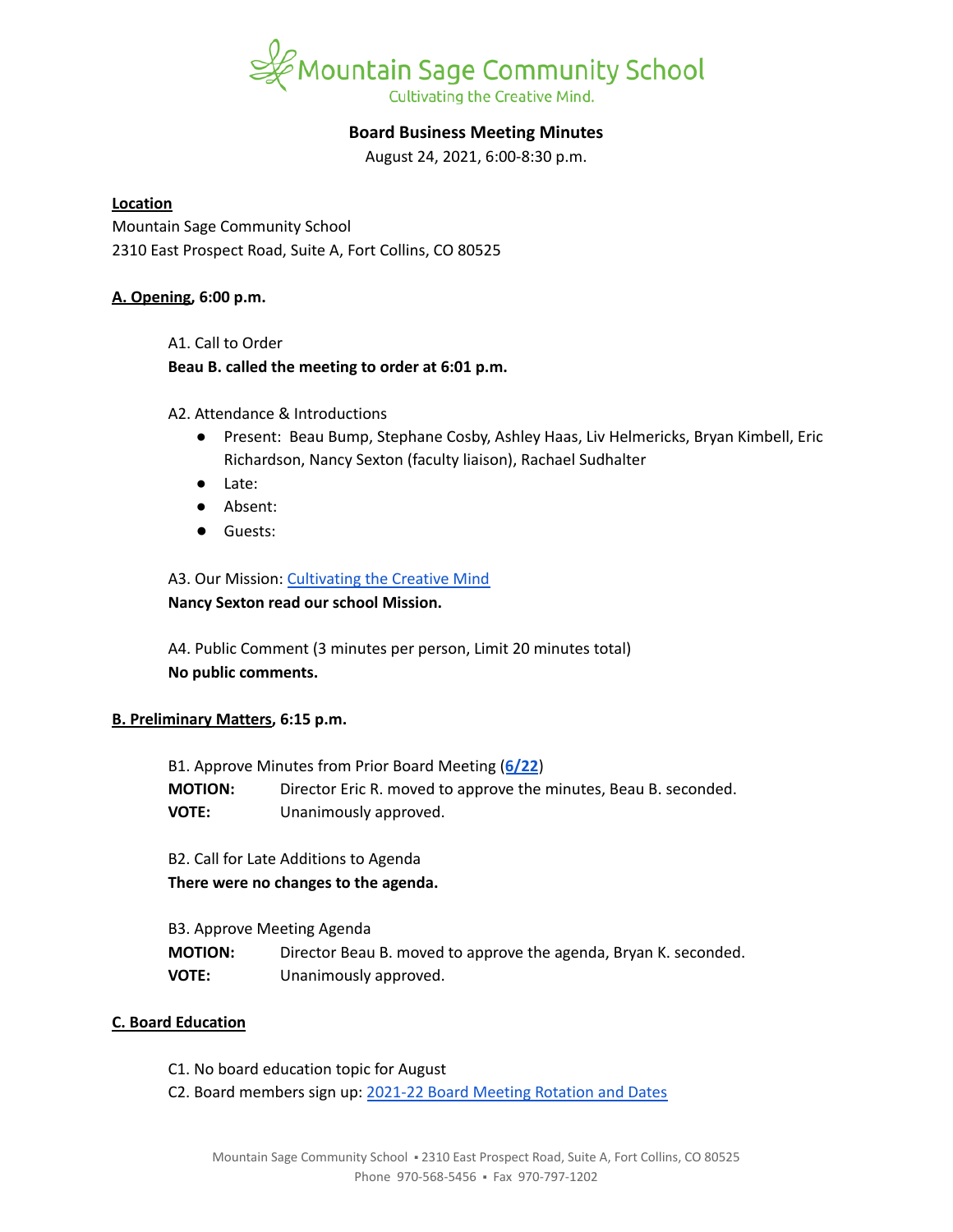Mountain Sage Community School

Cultivating the Creative Mind.

## Board Business Meeting Minutes

August 24, 2021, 6:00-8:30 p.m.

**Location**

Mountain Sage Community School
2310 East Prospect Road, Suite A, Fort Collins, CO 80525

### A. Opening, 6:00 p.m.

A1. Call to Order

**Beau B. called the meeting to order at 6:01 p.m.**

A2. Attendance & Introductions

- Present: Beau Bump, Stephane Cosby, Ashley Haas, Liv Helmericks, Bryan Kimbell, Eric Richardson, Nancy Sexton (faculty liaison), Rachael Sudhalter
- Late:
- Absent:
- Guests:

A3. Our Mission: Cultivating the Creative Mind

**Nancy Sexton read our school Mission.**

A4. Public Comment (3 minutes per person, Limit 20 minutes total)

**No public comments.**

### B. Preliminary Matters, 6:15 p.m.

B1. Approve Minutes from Prior Board Meeting (**6/22**)

**MOTION:** Director Eric R. moved to approve the minutes, Beau B. seconded.

**VOTE:** Unanimously approved.

B2. Call for Late Additions to Agenda

**There were no changes to the agenda.**

B3. Approve Meeting Agenda

**MOTION:** Director Beau B. moved to approve the agenda, Bryan K. seconded.

**VOTE:** Unanimously approved.

### C. Board Education

C1. No board education topic for August

C2. Board members sign up: 2021-22 Board Meeting Rotation and Dates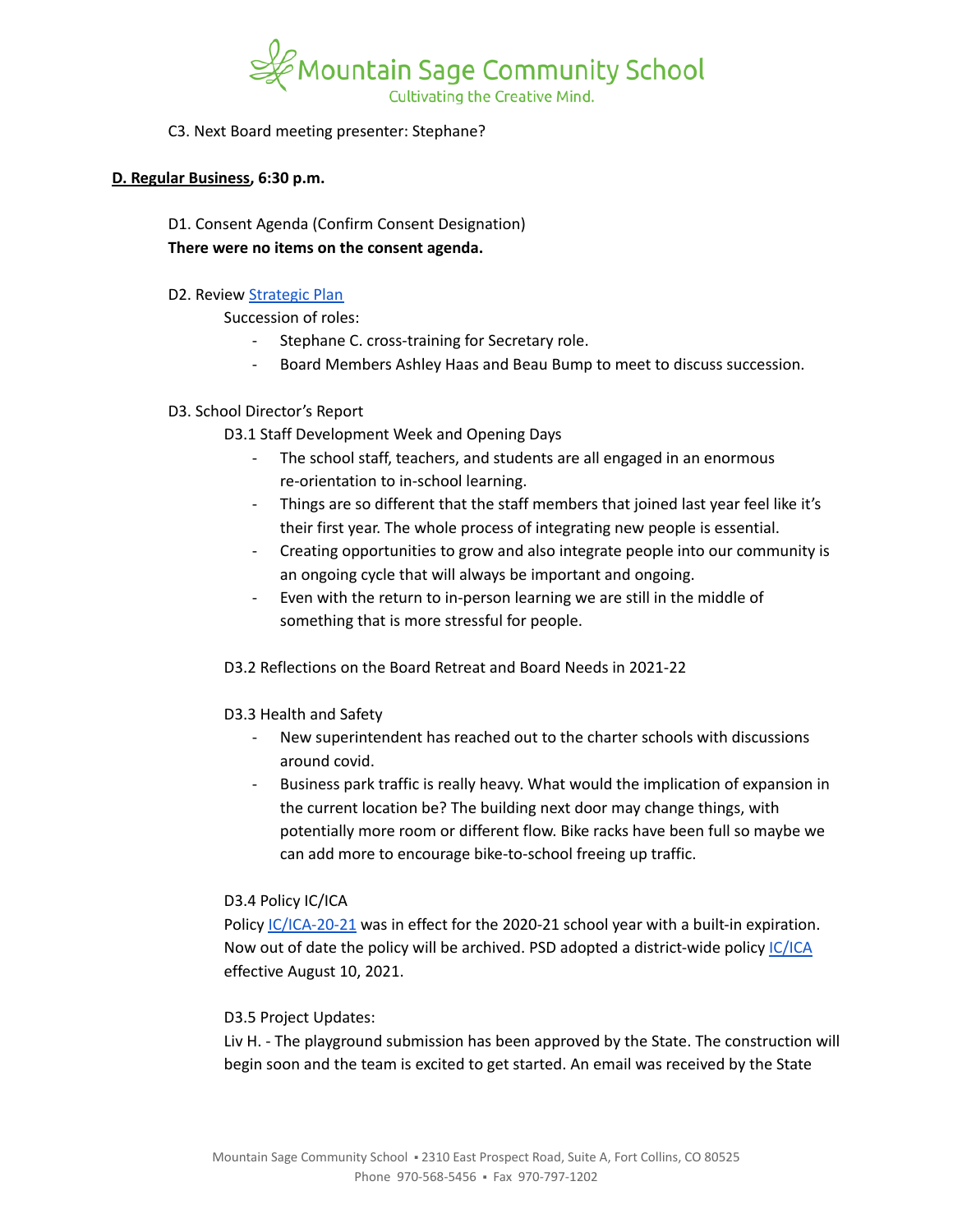C3. Next Board meeting presenter: Stephane?

**D. Regular Business, 6:30 p.m.**

D1. Consent Agenda (Confirm Consent Designation)

**There were no items on the consent agenda.**

D2. Review [Strategic Plan]

Succession of roles:

- Stephane C. cross-training for Secretary role.
- Board Members Ashley Haas and Beau Bump to meet to discuss succession.

D3. School Director's Report

D3.1 Staff Development Week and Opening Days

- The school staff, teachers, and students are all engaged in an enormous re-orientation to in-school learning.
- Things are so different that the staff members that joined last year feel like it's their first year. The whole process of integrating new people is essential.
- Creating opportunities to grow and also integrate people into our community is an ongoing cycle that will always be important and ongoing.
- Even with the return to in-person learning we are still in the middle of something that is more stressful for people.

D3.2 Reflections on the Board Retreat and Board Needs in 2021-22

D3.3 Health and Safety

- New superintendent has reached out to the charter schools with discussions around covid.
- Business park traffic is really heavy. What would the implication of expansion in the current location be? The building next door may change things, with potentially more room or different flow. Bike racks have been full so maybe we can add more to encourage bike-to-school freeing up traffic.

D3.4 Policy IC/ICA

Policy [IC/ICA-20-21] was in effect for the 2020-21 school year with a built-in expiration. Now out of date the policy will be archived. PSD adopted a district-wide policy [IC/ICA] effective August 10, 2021.

D3.5 Project Updates:

Liv H. - The playground submission has been approved by the State. The construction will begin soon and the team is excited to get started. An email was received by the State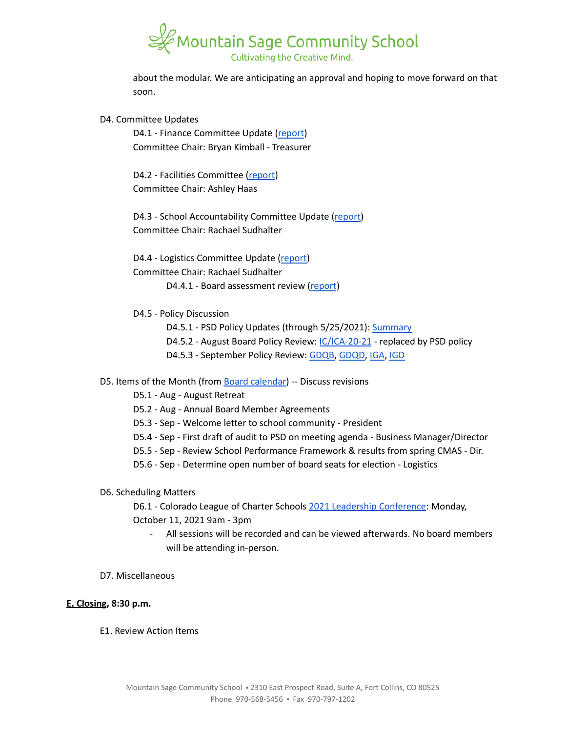about the modular. We are anticipating an approval and hoping to move forward on that soon.

D4. Committee Updates

D4.1 - Finance Committee Update (report)
Committee Chair: Bryan Kimball - Treasurer

D4.2 - Facilities Committee (report)
Committee Chair: Ashley Haas

D4.3 - School Accountability Committee Update (report)
Committee Chair: Rachael Sudhalter

D4.4 - Logistics Committee Update (report)
Committee Chair: Rachael Sudhalter

D4.4.1 - Board assessment review (report)

D4.5 - Policy Discussion

D4.5.1 - PSD Policy Updates (through 5/25/2021): Summary

D4.5.2 - August Board Policy Review: IC/ICA-20-21 - replaced by PSD policy

D4.5.3 - September Policy Review: GDQB, GDQD, IGA, IGD

D5. Items of the Month (from Board calendar) -- Discuss revisions

D5.1 - Aug - August Retreat

D5.2 - Aug - Annual Board Member Agreements

D5.3 - Sep - Welcome letter to school community - President

D5.4 - Sep - First draft of audit to PSD on meeting agenda - Business Manager/Director

D5.5 - Sep - Review School Performance Framework & results from spring CMAS - Dir.

D5.6 - Sep - Determine open number of board seats for election - Logistics

D6. Scheduling Matters

D6.1 - Colorado League of Charter Schools 2021 Leadership Conference: Monday, October 11, 2021 9am - 3pm

- All sessions will be recorded and can be viewed afterwards. No board members will be attending in-person.

D7. Miscellaneous

**E. Closing, 8:30 p.m.**

E1. Review Action Items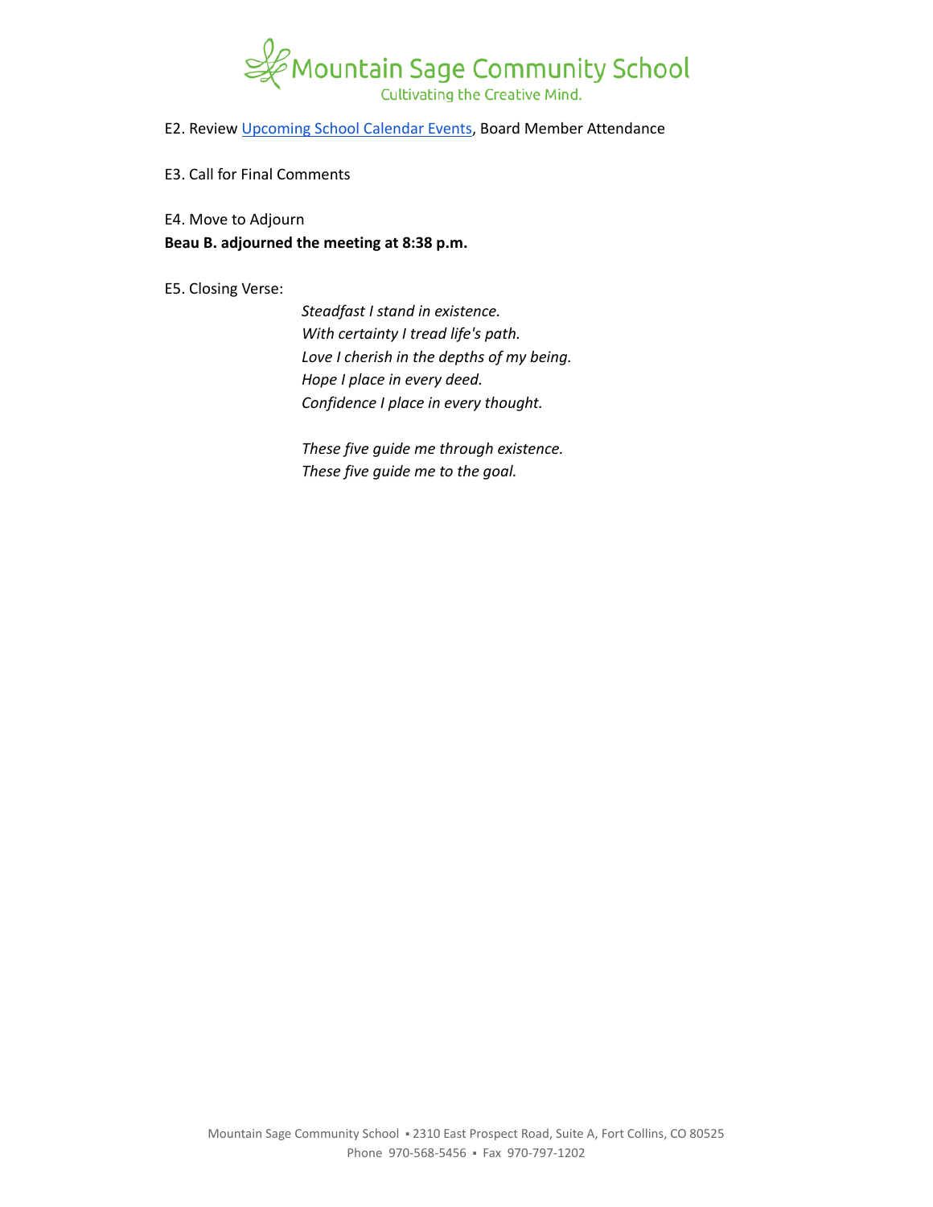E2. Review Upcoming School Calendar Events, Board Member Attendance

E3. Call for Final Comments

E4. Move to Adjourn

**Beau B. adjourned the meeting at 8:38 p.m.**

E5. Closing Verse:

*Steadfast I stand in existence.*
*With certainty I tread life's path.*
*Love I cherish in the depths of my being.*
*Hope I place in every deed.*
*Confidence I place in every thought.*

*These five guide me through existence.*
*These five guide me to the goal.*